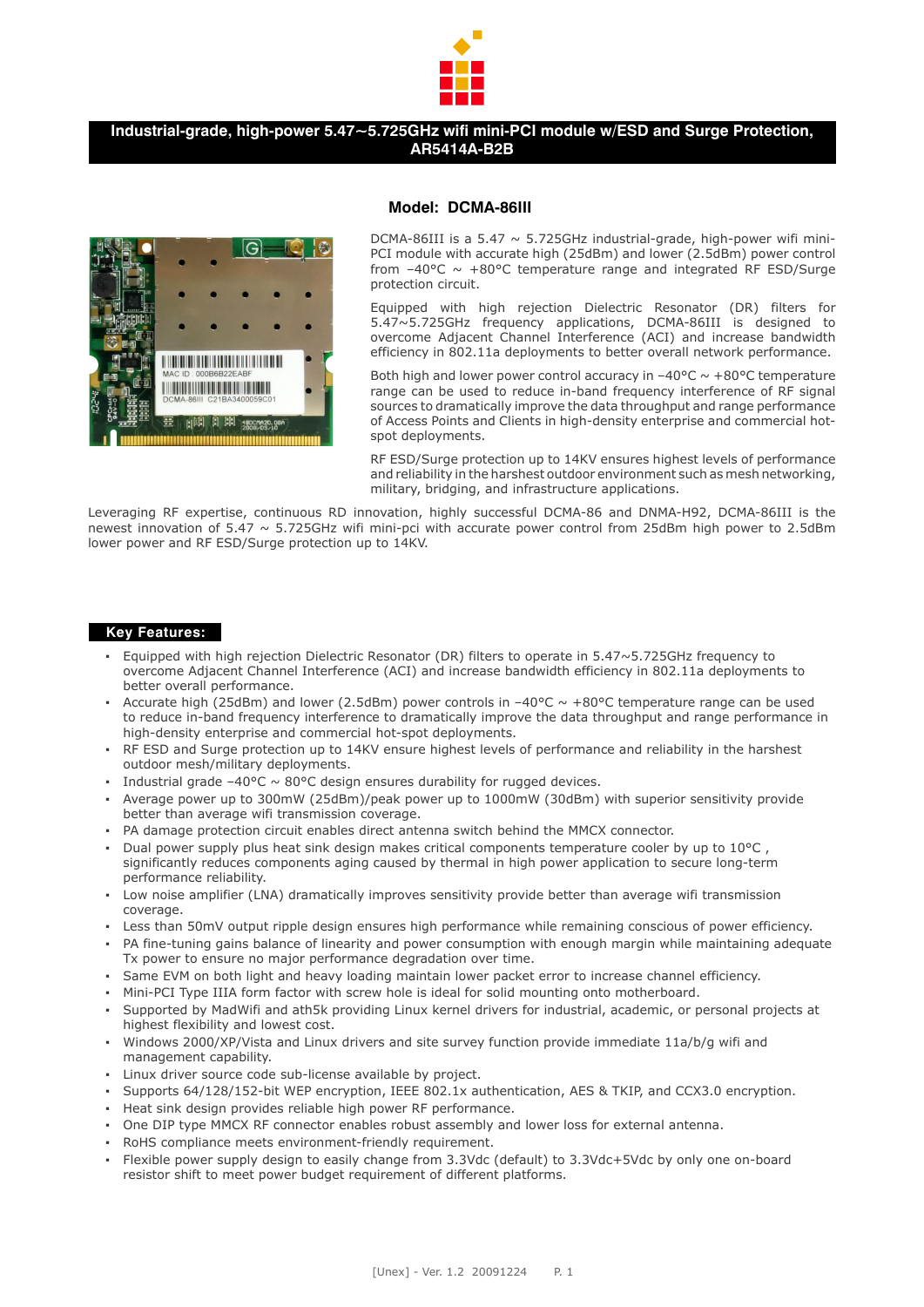# Industrial-grade, high-power 5.47~5.725GHz wifi mini-PCI module w/ESD and Surge Protection, AR5414A-B2B

## Model: DCMA-86III

DCMA-86III is a 5.47 ~ 5.725GHz industrial-grade, high-power wifi mini-PCI module with accurate high (25dBm) and lower (2.5dBm) power control from −40°C ~ +80°C temperature range and integrated RF ESD/Surge protection circuit.

Equipped with high rejection Dielectric Resonator (DR) filters for 5.47~5.725GHz frequency applications, DCMA-86III is designed to overcome Adjacent Channel Interference (ACI) and increase bandwidth efficiency in 802.11a deployments to better overall network performance.

Both high and lower power control accuracy in −40°C ~ +80°C temperature range can be used to reduce in-band frequency interference of RF signal sources to dramatically improve the data throughput and range performance of Access Points and Clients in high-density enterprise and commercial hot-spot deployments.

RF ESD/Surge protection up to 14KV ensures highest levels of performance and reliability in the harshest outdoor environment such as mesh networking, military, bridging, and infrastructure applications.

Leveraging RF expertise, continuous RD innovation, highly successful DCMA-86 and DNMA-H92, DCMA-86III is the newest innovation of 5.47 ~ 5.725GHz wifi mini-pci with accurate power control from 25dBm high power to 2.5dBm lower power and RF ESD/Surge protection up to 14KV.

## Key Features:

- Equipped with high rejection Dielectric Resonator (DR) filters to operate in 5.47~5.725GHz frequency to overcome Adjacent Channel Interference (ACI) and increase bandwidth efficiency in 802.11a deployments to better overall performance.
- Accurate high (25dBm) and lower (2.5dBm) power controls in −40°C ~ +80°C temperature range can be used to reduce in-band frequency interference to dramatically improve the data throughput and range performance in high-density enterprise and commercial hot-spot deployments.
- RF ESD and Surge protection up to 14KV ensure highest levels of performance and reliability in the harshest outdoor mesh/military deployments.
- Industrial grade −40°C ~ 80°C design ensures durability for rugged devices.
- Average power up to 300mW (25dBm)/peak power up to 1000mW (30dBm) with superior sensitivity provide better than average wifi transmission coverage.
- PA damage protection circuit enables direct antenna switch behind the MMCX connector.
- Dual power supply plus heat sink design makes critical components temperature cooler by up to 10°C , significantly reduces components aging caused by thermal in high power application to secure long-term performance reliability.
- Low noise amplifier (LNA) dramatically improves sensitivity provide better than average wifi transmission coverage.
- Less than 50mV output ripple design ensures high performance while remaining conscious of power efficiency.
- PA fine-tuning gains balance of linearity and power consumption with enough margin while maintaining adequate Tx power to ensure no major performance degradation over time.
- Same EVM on both light and heavy loading maintain lower packet error to increase channel efficiency.
- Mini-PCI Type IIIA form factor with screw hole is ideal for solid mounting onto motherboard.
- Supported by MadWifi and ath5k providing Linux kernel drivers for industrial, academic, or personal projects at highest flexibility and lowest cost.
- Windows 2000/XP/Vista and Linux drivers and site survey function provide immediate 11a/b/g wifi and management capability.
- Linux driver source code sub-license available by project.
- Supports 64/128/152-bit WEP encryption, IEEE 802.1x authentication, AES & TKIP, and CCX3.0 encryption.
- Heat sink design provides reliable high power RF performance.
- One DIP type MMCX RF connector enables robust assembly and lower loss for external antenna.
- RoHS compliance meets environment-friendly requirement.
- Flexible power supply design to easily change from 3.3Vdc (default) to 3.3Vdc+5Vdc by only one on-board resistor shift to meet power budget requirement of different platforms.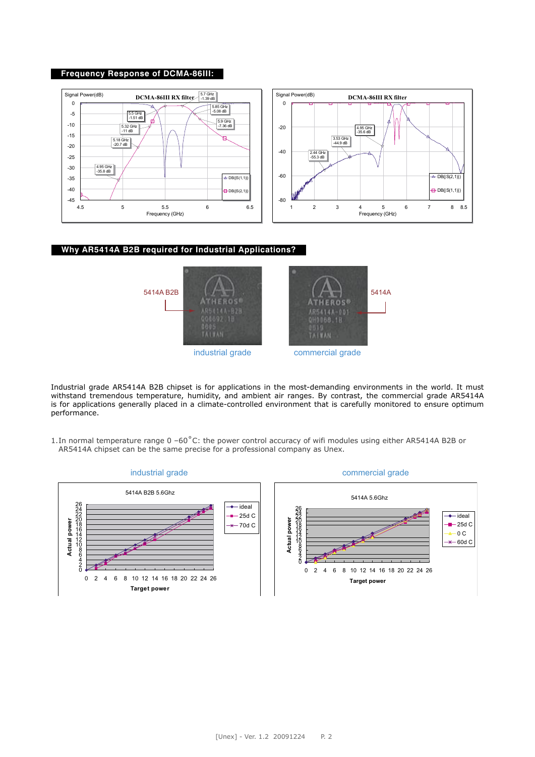## Frequency Response of DCMA-86III:

## Why AR5414A B2B required for Industrial Applications?

5414A B2B

industrial grade

5414A

commercial grade

Industrial grade AR5414A B2B chipset is for applications in the most-demanding environments in the world. It must withstand tremendous temperature, humidity, and ambient air ranges. By contrast, the commercial grade AR5414A is for applications generally placed in a climate-controlled environment that is carefully monitored to ensure optimum performance.

1. In normal temperature range 0 –60°C: the power control accuracy of wifi modules using either AR5414A B2B or AR5414A chipset can be the same precise for a professional company as Unex.

industrial grade

commercial grade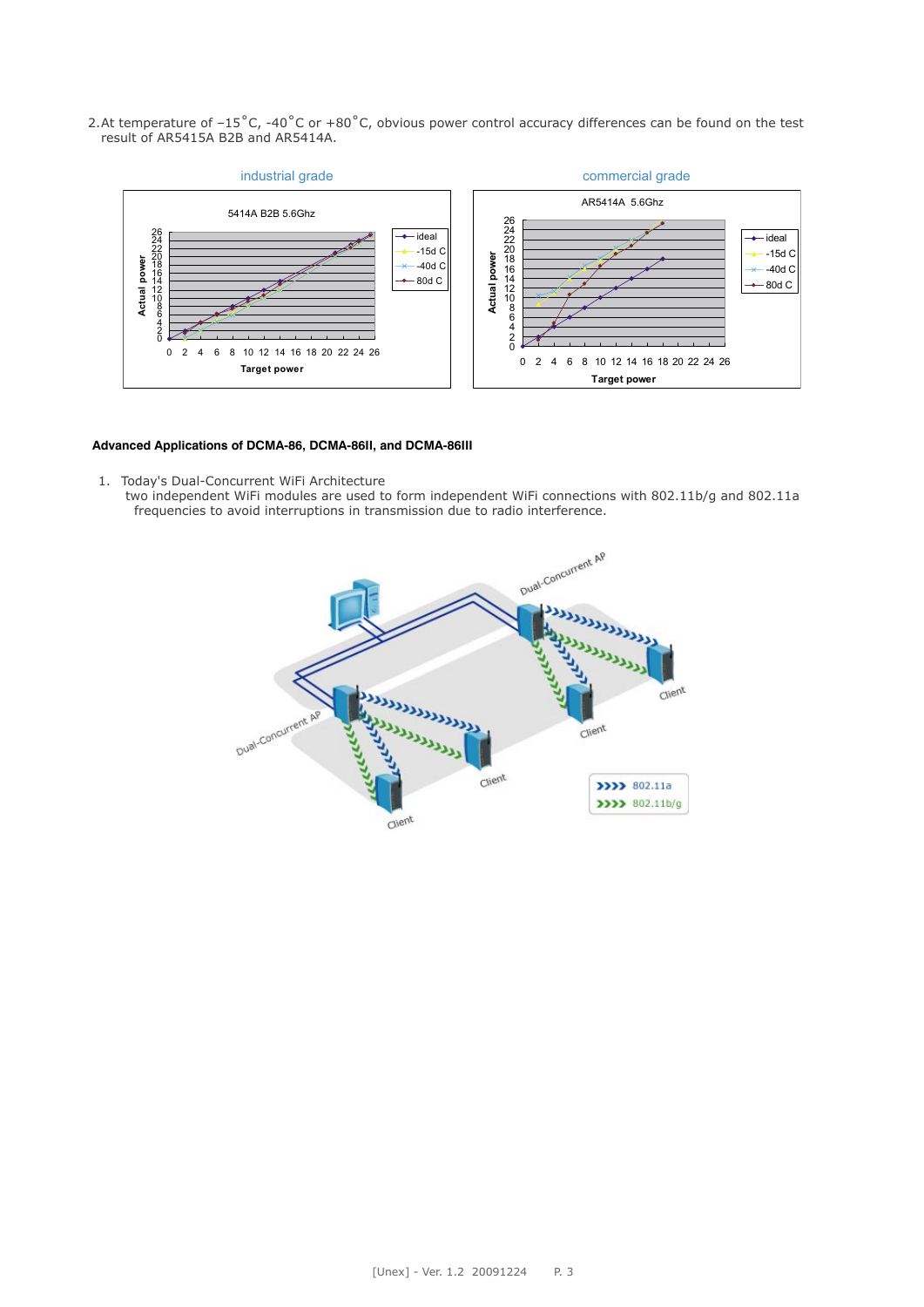2. At temperature of −15˚C, -40˚C or +80˚C, obvious power control accuracy differences can be found on the test result of AR5415A B2B and AR5414A.

**Advanced Applications of DCMA-86, DCMA-86II, and DCMA-86III**

1. Today's Dual-Concurrent WiFi Architecture

   two independent WiFi modules are used to form independent WiFi connections with 802.11b/g and 802.11a frequencies to avoid interruptions in transmission due to radio interference.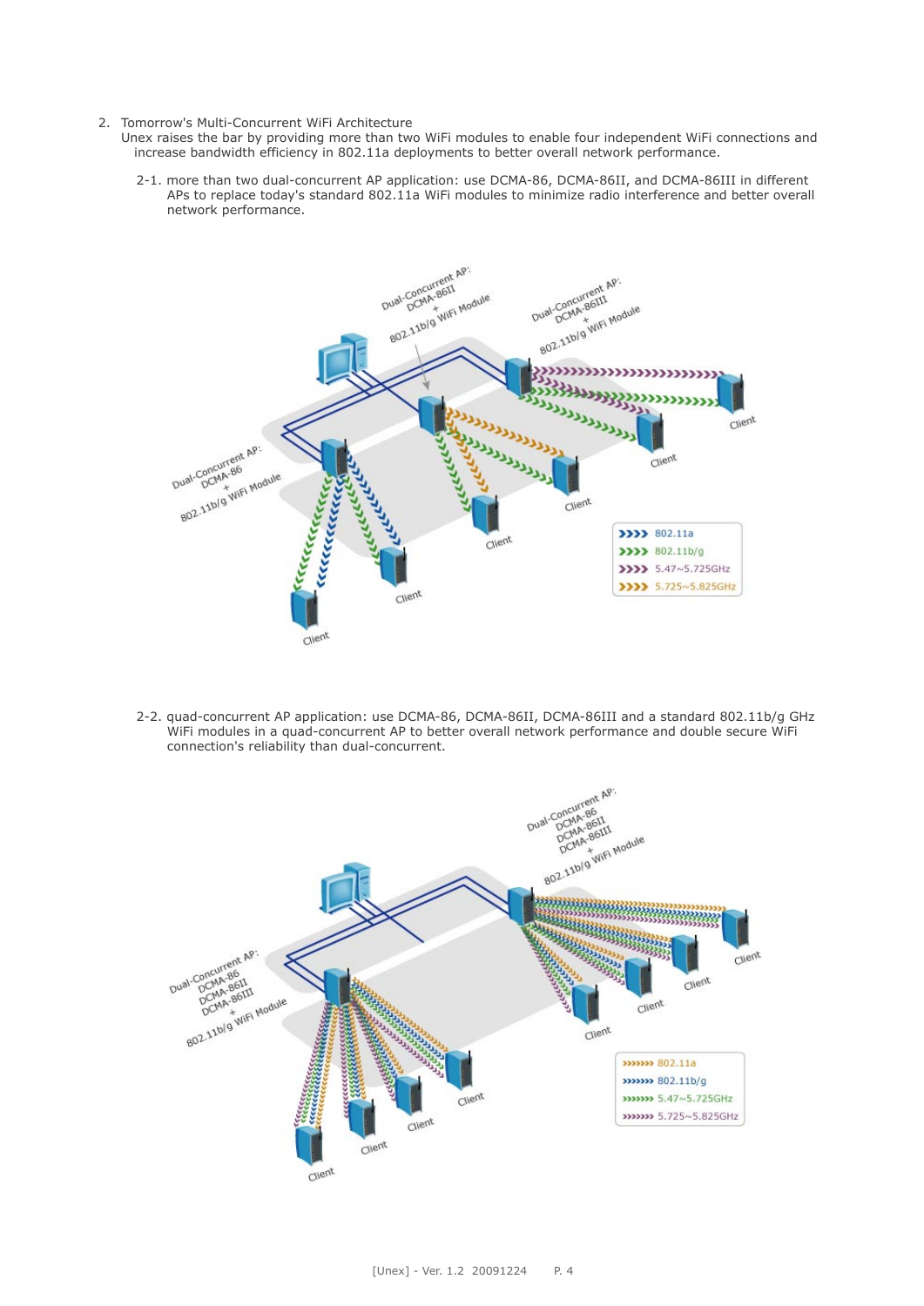2. Tomorrow's Multi-Concurrent WiFi Architecture
   Unex raises the bar by providing more than two WiFi modules to enable four independent WiFi connections and increase bandwidth efficiency in 802.11a deployments to better overall network performance.

   2-1. more than two dual-concurrent AP application: use DCMA-86, DCMA-86II, and DCMA-86III in different APs to replace today's standard 802.11a WiFi modules to minimize radio interference and better overall network performance.

   2-2. quad-concurrent AP application: use DCMA-86, DCMA-86II, DCMA-86III and a standard 802.11b/g GHz WiFi modules in a quad-concurrent AP to better overall network performance and double secure WiFi connection's reliability than dual-concurrent.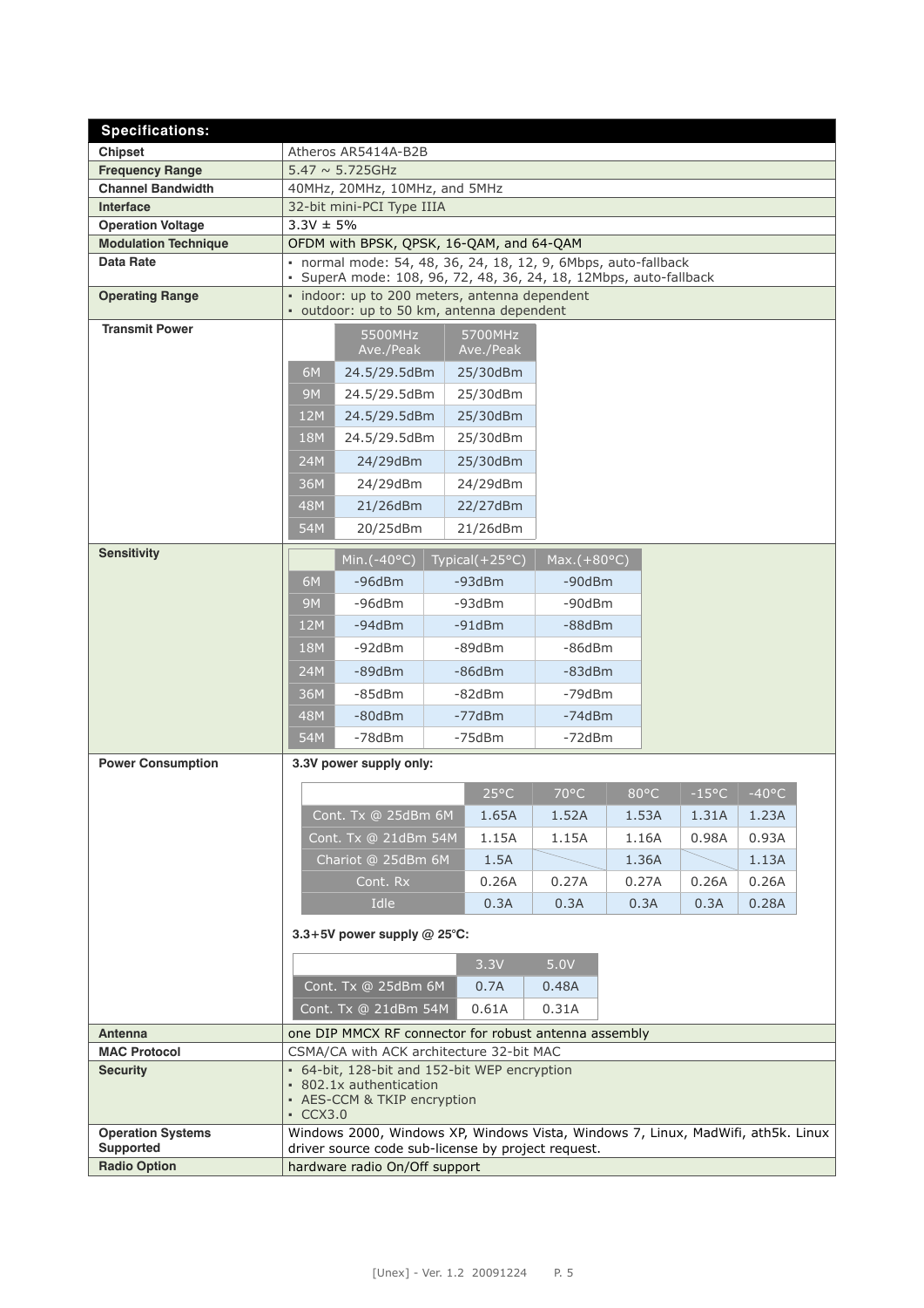## Specifications:

| | |
|---|---|
| **Chipset** | Atheros AR5414A-B2B |
| **Frequency Range** | 5.47 ~ 5.725GHz |
| **Channel Bandwidth** | 40MHz, 20MHz, 10MHz, and 5MHz |
| **Interface** | 32-bit mini-PCI Type IIIA |
| **Operation Voltage** | 3.3V ± 5% |
| **Modulation Technique** | OFDM with BPSK, QPSK, 16-QAM, and 64-QAM |
| **Data Rate** | • normal mode: 54, 48, 36, 24, 18, 12, 9, 6Mbps, auto-fallback<br>• SuperA mode: 108, 96, 72, 48, 36, 24, 18, 12Mbps, auto-fallback |
| **Operating Range** | • indoor: up to 200 meters, antenna dependent<br>• outdoor: up to 50 km, antenna dependent |

**Transmit Power**

| | 5500MHz Ave./Peak | 5700MHz Ave./Peak |
|---|---|---|
| 6M | 24.5/29.5dBm | 25/30dBm |
| 9M | 24.5/29.5dBm | 25/30dBm |
| 12M | 24.5/29.5dBm | 25/30dBm |
| 18M | 24.5/29.5dBm | 25/30dBm |
| 24M | 24/29dBm | 25/30dBm |
| 36M | 24/29dBm | 24/29dBm |
| 48M | 21/26dBm | 22/27dBm |
| 54M | 20/25dBm | 21/26dBm |

**Sensitivity**

| | Min.(-40°C) | Typical(+25°C) | Max.(+80°C) |
|---|---|---|---|
| 6M | -96dBm | -93dBm | -90dBm |
| 9M | -96dBm | -93dBm | -90dBm |
| 12M | -94dBm | -91dBm | -88dBm |
| 18M | -92dBm | -89dBm | -86dBm |
| 24M | -89dBm | -86dBm | -83dBm |
| 36M | -85dBm | -82dBm | -79dBm |
| 48M | -80dBm | -77dBm | -74dBm |
| 54M | -78dBm | -75dBm | -72dBm |

**Power Consumption**

**3.3V power supply only:**

| | 25°C | 70°C | 80°C | -15°C | -40°C |
|---|---|---|---|---|---|
| Cont. Tx @ 25dBm 6M | 1.65A | 1.52A | 1.53A | 1.31A | 1.23A |
| Cont. Tx @ 21dBm 54M | 1.15A | 1.15A | 1.16A | 0.98A | 0.93A |
| Chariot @ 25dBm 6M | 1.5A | | 1.36A | | 1.13A |
| Cont. Rx | 0.26A | 0.27A | 0.27A | 0.26A | 0.26A |
| Idle | 0.3A | 0.3A | 0.3A | 0.3A | 0.28A |

**3.3+5V power supply @ 25°C:**

| | 3.3V | 5.0V |
|---|---|---|
| Cont. Tx @ 25dBm 6M | 0.7A | 0.48A |
| Cont. Tx @ 21dBm 54M | 0.61A | 0.31A |

| | |
|---|---|
| **Antenna** | one DIP MMCX RF connector for robust antenna assembly |
| **MAC Protocol** | CSMA/CA with ACK architecture 32-bit MAC |
| **Security** | • 64-bit, 128-bit and 152-bit WEP encryption<br>• 802.1x authentication<br>• AES-CCM & TKIP encryption<br>• CCX3.0 |
| **Operation Systems Supported** | Windows 2000, Windows XP, Windows Vista, Windows 7, Linux, MadWifi, ath5k. Linux driver source code sub-license by project request. |
| **Radio Option** | hardware radio On/Off support |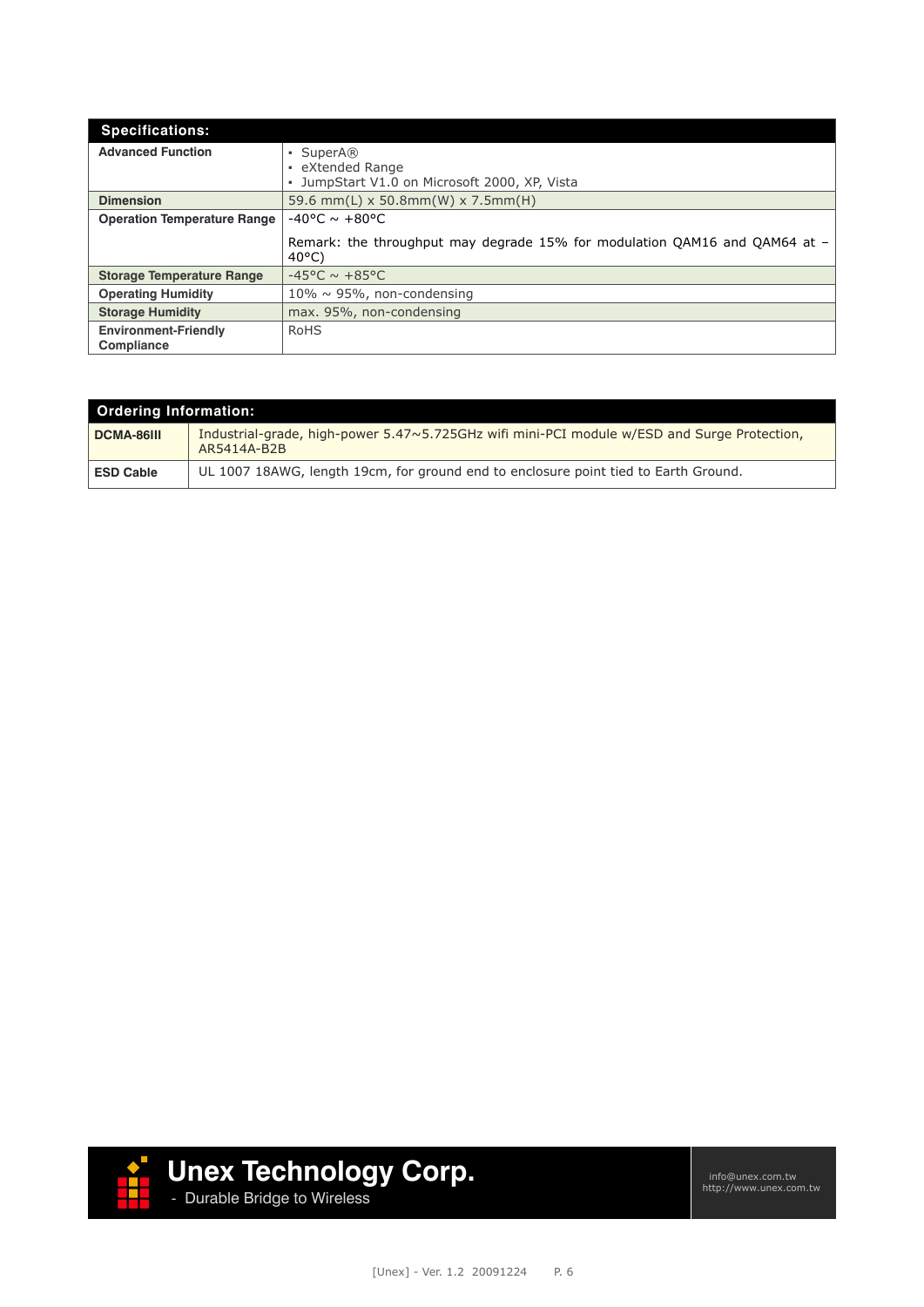| **Specifications:** | |
|---|---|
| **Advanced Function** | • SuperA®<br>• eXtended Range<br>• JumpStart V1.0 on Microsoft 2000, XP, Vista |
| **Dimension** | 59.6 mm(L) x 50.8mm(W) x 7.5mm(H) |
| **Operation Temperature Range** | -40°C ~ +80°C<br><br>Remark: the throughput may degrade 15% for modulation QAM16 and QAM64 at –40°C) |
| **Storage Temperature Range** | -45°C ~ +85°C |
| **Operating Humidity** | 10% ~ 95%, non-condensing |
| **Storage Humidity** | max. 95%, non-condensing |
| **Environment-Friendly Compliance** | RoHS |

| **Ordering Information:** | |
|---|---|
| **DCMA-86III** | Industrial-grade, high-power 5.47~5.725GHz wifi mini-PCI module w/ESD and Surge Protection, AR5414A-B2B |
| **ESD Cable** | UL 1007 18AWG, length 19cm, for ground end to enclosure point tied to Earth Ground. |

**Unex Technology Corp.**
- Durable Bridge to Wireless

info@unex.com.tw
http://www.unex.com.tw

[Unex] - Ver. 1.2 20091224